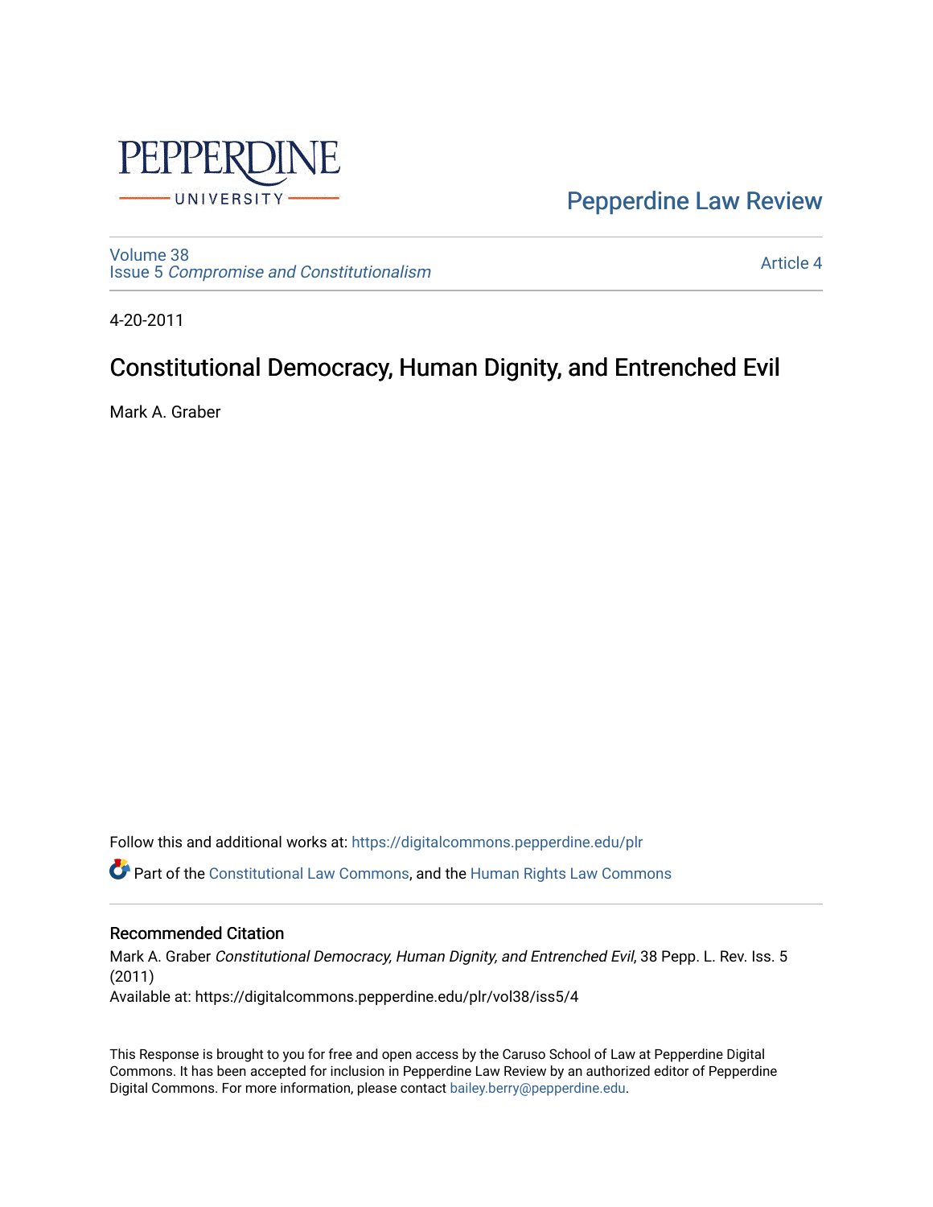Pepperdine Law Review

Volume 38
Issue 5 *Compromise and Constitutionalism*

Article 4

4-20-2011

# Constitutional Democracy, Human Dignity, and Entrenched Evil

Mark A. Graber

Follow this and additional works at: https://digitalcommons.pepperdine.edu/plr

Part of the Constitutional Law Commons, and the Human Rights Law Commons

## Recommended Citation

Mark A. Graber *Constitutional Democracy, Human Dignity, and Entrenched Evil*, 38 Pepp. L. Rev. Iss. 5 (2011)
Available at: https://digitalcommons.pepperdine.edu/plr/vol38/iss5/4

This Response is brought to you for free and open access by the Caruso School of Law at Pepperdine Digital Commons. It has been accepted for inclusion in Pepperdine Law Review by an authorized editor of Pepperdine Digital Commons. For more information, please contact bailey.berry@pepperdine.edu.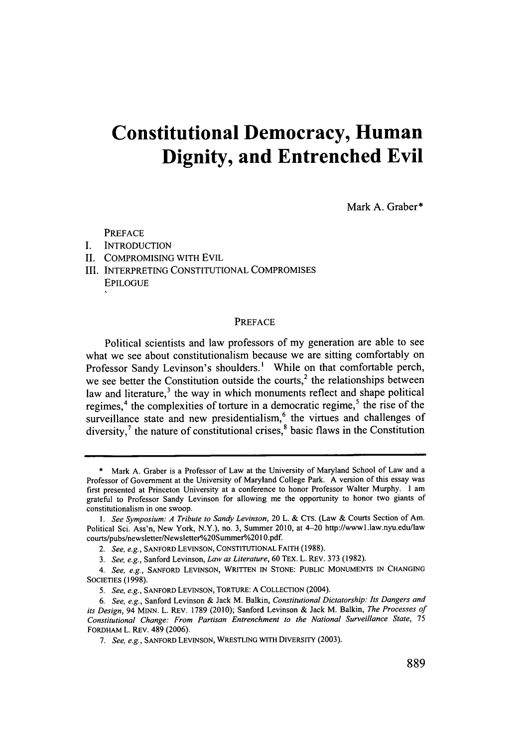# Constitutional Democracy, Human Dignity, and Entrenched Evil

Mark A. Graber*

PREFACE

I. INTRODUCTION

II. COMPROMISING WITH EVIL

III. INTERPRETING CONSTITUTIONAL COMPROMISES

EPILOGUE

## PREFACE

Political scientists and law professors of my generation are able to see what we see about constitutionalism because we are sitting comfortably on Professor Sandy Levinson's shoulders.[1] While on that comfortable perch, we see better the Constitution outside the courts,[2] the relationships between law and literature,[3] the way in which monuments reflect and shape political regimes,[4] the complexities of torture in a democratic regime,[5] the rise of the surveillance state and new presidentialism,[6] the virtues and challenges of diversity,[7] the nature of constitutional crises,[8] basic flaws in the Constitution

---

\* Mark A. Graber is a Professor of Law at the University of Maryland School of Law and a Professor of Government at the University of Maryland College Park. A version of this essay was first presented at Princeton University at a conference to honor Professor Walter Murphy. I am grateful to Professor Sandy Levinson for allowing me the opportunity to honor two giants of constitutionalism in one swoop.

1. *See Symposium: A Tribute to Sandy Levinson*, 20 L. & CTS. (Law & Courts Section of Am. Political Sci. Ass'n, New York, N.Y.), no. 3, Summer 2010, at 4–20 http://www1.law.nyu.edu/lawcourts/pubs/newsletter/Newsletter%20Summer%2010.pdf.

2. *See, e.g.*, SANFORD LEVINSON, CONSTITUTIONAL FAITH (1988).

3. *See, e.g.*, Sanford Levinson, *Law as Literature*, 60 TEX. L. REV. 373 (1982).

4. *See, e.g.*, SANFORD LEVINSON, WRITTEN IN STONE: PUBLIC MONUMENTS IN CHANGING SOCIETIES (1998).

5. *See, e.g.*, SANFORD LEVINSON, TORTURE: A COLLECTION (2004).

6. *See, e.g.*, Sanford Levinson & Jack M. Balkin, *Constitutional Dictatorship: Its Dangers and its Design*, 94 MINN. L. REV. 1789 (2010); Sanford Levinson & Jack M. Balkin, *The Processes of Constitutional Change: From Partisan Entrenchment to the National Surveillance State*, 75 FORDHAM L. REV. 489 (2006).

7. *See, e.g.*, SANFORD LEVINSON, WRESTLING WITH DIVERSITY (2003).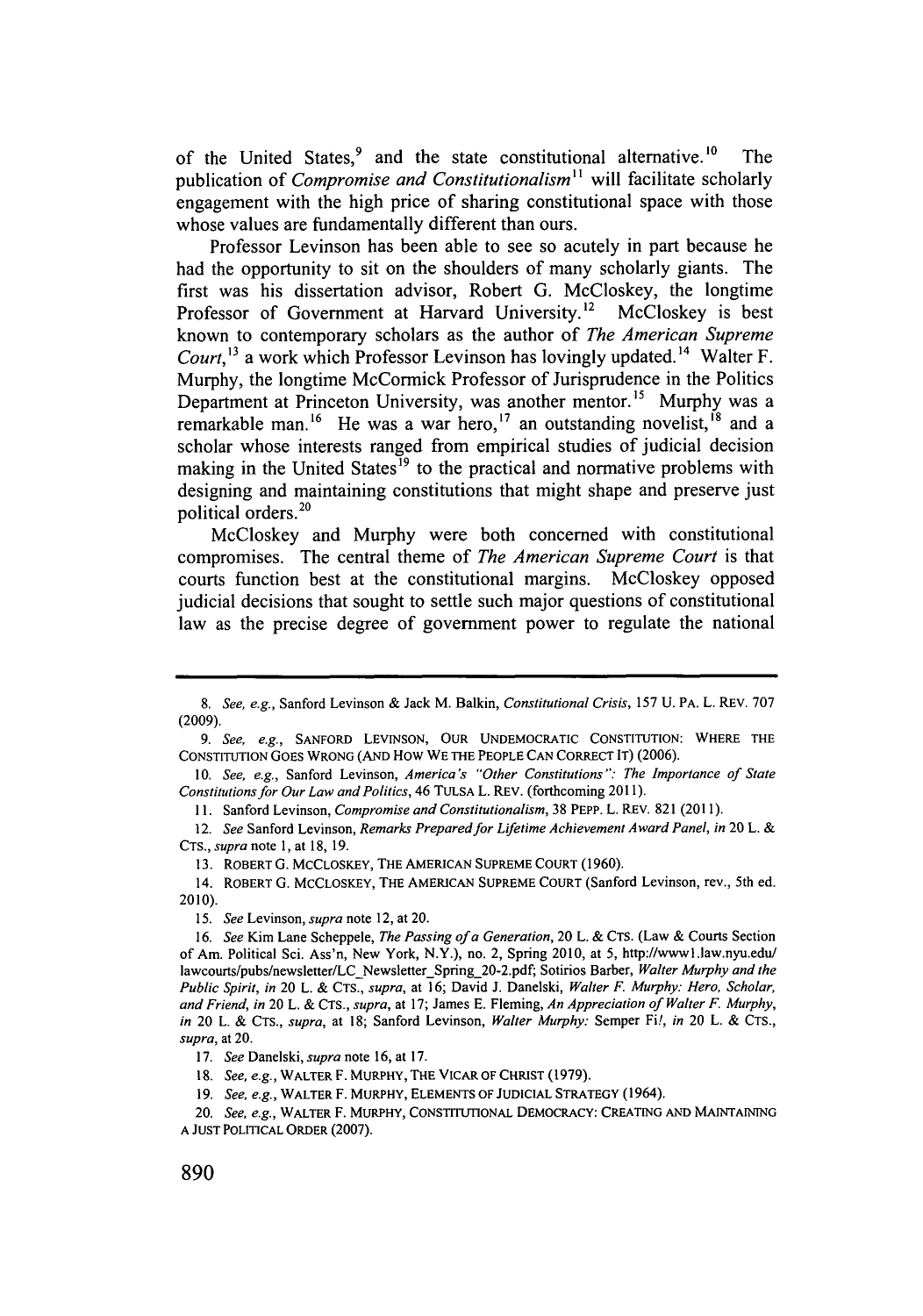of the United States,[9] and the state constitutional alternative.[10] The publication of *Compromise and Constitutionalism*[11] will facilitate scholarly engagement with the high price of sharing constitutional space with those whose values are fundamentally different than ours.

Professor Levinson has been able to see so acutely in part because he had the opportunity to sit on the shoulders of many scholarly giants. The first was his dissertation advisor, Robert G. McCloskey, the longtime Professor of Government at Harvard University.[12] McCloskey is best known to contemporary scholars as the author of *The American Supreme Court*,[13] a work which Professor Levinson has lovingly updated.[14] Walter F. Murphy, the longtime McCormick Professor of Jurisprudence in the Politics Department at Princeton University, was another mentor.[15] Murphy was a remarkable man.[16] He was a war hero,[17] an outstanding novelist,[18] and a scholar whose interests ranged from empirical studies of judicial decision making in the United States[19] to the practical and normative problems with designing and maintaining constitutions that might shape and preserve just political orders.[20]

McCloskey and Murphy were both concerned with constitutional compromises. The central theme of *The American Supreme Court* is that courts function best at the constitutional margins. McCloskey opposed judicial decisions that sought to settle such major questions of constitutional law as the precise degree of government power to regulate the national

---

8. *See, e.g.*, Sanford Levinson & Jack M. Balkin, *Constitutional Crisis*, 157 U. PA. L. REV. 707 (2009).

9. *See, e.g.*, SANFORD LEVINSON, OUR UNDEMOCRATIC CONSTITUTION: WHERE THE CONSTITUTION GOES WRONG (AND HOW WE THE PEOPLE CAN CORRECT IT) (2006).

10. *See, e.g.*, Sanford Levinson, *America's "Other Constitutions": The Importance of State Constitutions for Our Law and Politics*, 46 TULSA L. REV. (forthcoming 2011).

11. Sanford Levinson, *Compromise and Constitutionalism*, 38 PEPP. L. REV. 821 (2011).

12. *See* Sanford Levinson, *Remarks Prepared for Lifetime Achievement Award Panel*, *in* 20 L. & CTS., *supra* note 1, at 18, 19.

13. ROBERT G. MCCLOSKEY, THE AMERICAN SUPREME COURT (1960).

14. ROBERT G. MCCLOSKEY, THE AMERICAN SUPREME COURT (Sanford Levinson, rev., 5th ed. 2010).

15. *See* Levinson, *supra* note 12, at 20.

16. *See* Kim Lane Scheppele, *The Passing of a Generation*, 20 L. & CTS. (Law & Courts Section of Am. Political Sci. Ass'n, New York, N.Y.), no. 2, Spring 2010, at 5, http://www1.law.nyu.edu/lawcourts/pubs/newsletter/LC_Newsletter_Spring_20-2.pdf; Sotirios Barber, *Walter Murphy and the Public Spirit*, *in* 20 L. & CTS., *supra*, at 16; David J. Danelski, *Walter F. Murphy: Hero, Scholar, and Friend*, *in* 20 L. & CTS., *supra*, at 17; James E. Fleming, *An Appreciation of Walter F. Murphy*, *in* 20 L. & CTS., *supra*, at 18; Sanford Levinson, *Walter Murphy:* Semper Fi!, *in* 20 L. & CTS., *supra*, at 20.

17. *See* Danelski, *supra* note 16, at 17.

18. *See, e.g.*, WALTER F. MURPHY, THE VICAR OF CHRIST (1979).

19. *See, e.g.*, WALTER F. MURPHY, ELEMENTS OF JUDICIAL STRATEGY (1964).

20. *See, e.g.*, WALTER F. MURPHY, CONSTITUTIONAL DEMOCRACY: CREATING AND MAINTAINING A JUST POLITICAL ORDER (2007).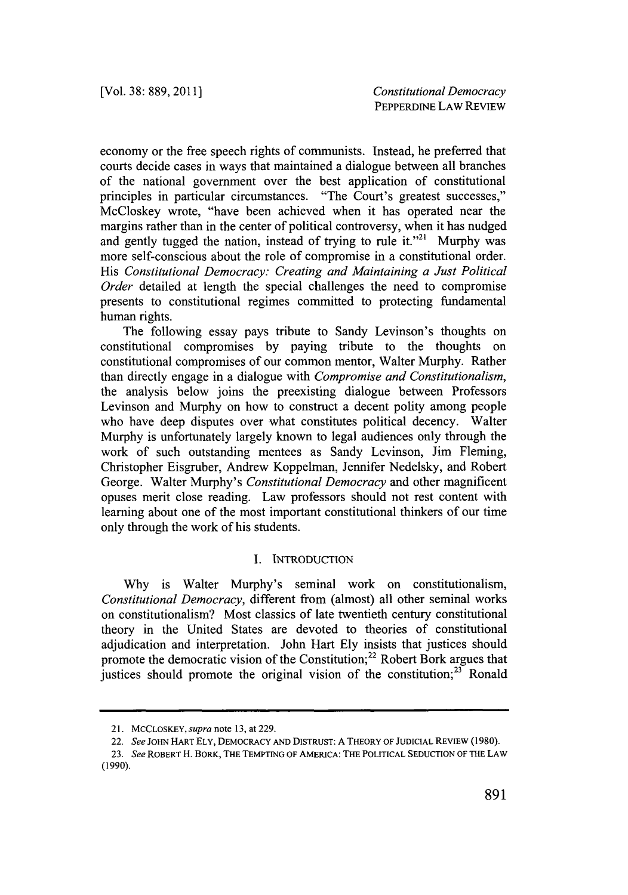economy or the free speech rights of communists. Instead, he preferred that courts decide cases in ways that maintained a dialogue between all branches of the national government over the best application of constitutional principles in particular circumstances. "The Court's greatest successes," McCloskey wrote, "have been achieved when it has operated near the margins rather than in the center of political controversy, when it has nudged and gently tugged the nation, instead of trying to rule it."[21] Murphy was more self-conscious about the role of compromise in a constitutional order. His *Constitutional Democracy: Creating and Maintaining a Just Political Order* detailed at length the special challenges the need to compromise presents to constitutional regimes committed to protecting fundamental human rights.

The following essay pays tribute to Sandy Levinson's thoughts on constitutional compromises by paying tribute to the thoughts on constitutional compromises of our common mentor, Walter Murphy. Rather than directly engage in a dialogue with *Compromise and Constitutionalism*, the analysis below joins the preexisting dialogue between Professors Levinson and Murphy on how to construct a decent polity among people who have deep disputes over what constitutes political decency. Walter Murphy is unfortunately largely known to legal audiences only through the work of such outstanding mentees as Sandy Levinson, Jim Fleming, Christopher Eisgruber, Andrew Koppelman, Jennifer Nedelsky, and Robert George. Walter Murphy's *Constitutional Democracy* and other magnificent opuses merit close reading. Law professors should not rest content with learning about one of the most important constitutional thinkers of our time only through the work of his students.

## I. INTRODUCTION

Why is Walter Murphy's seminal work on constitutionalism, *Constitutional Democracy*, different from (almost) all other seminal works on constitutionalism? Most classics of late twentieth century constitutional theory in the United States are devoted to theories of constitutional adjudication and interpretation. John Hart Ely insists that justices should promote the democratic vision of the Constitution;[22] Robert Bork argues that justices should promote the original vision of the constitution;[23] Ronald

---

21. MCCLOSKEY, *supra* note 13, at 229.

22. *See* JOHN HART ELY, DEMOCRACY AND DISTRUST: A THEORY OF JUDICIAL REVIEW (1980).

23. *See* ROBERT H. BORK, THE TEMPTING OF AMERICA: THE POLITICAL SEDUCTION OF THE LAW (1990).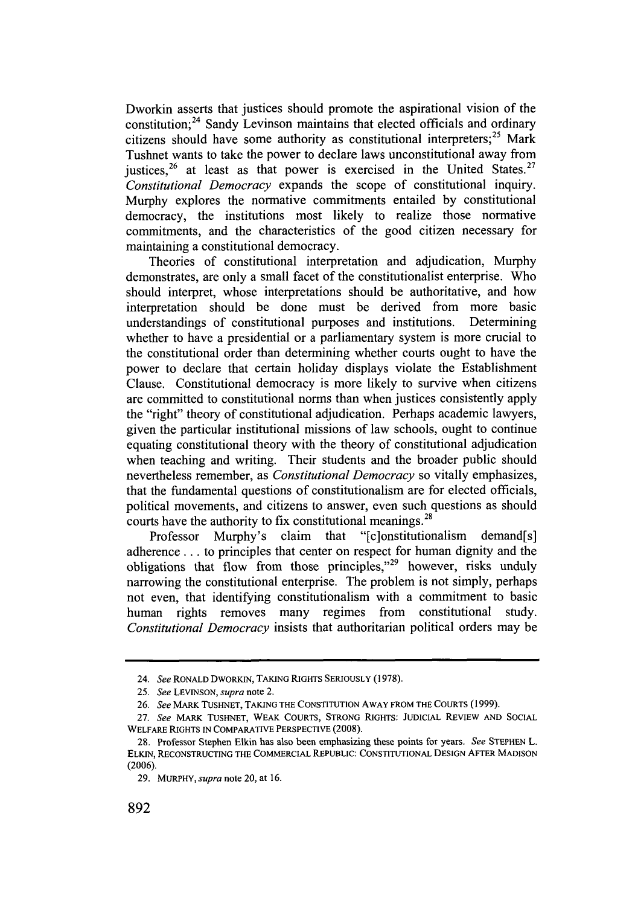Dworkin asserts that justices should promote the aspirational vision of the constitution;[24] Sandy Levinson maintains that elected officials and ordinary citizens should have some authority as constitutional interpreters;[25] Mark Tushnet wants to take the power to declare laws unconstitutional away from justices,[26] at least as that power is exercised in the United States.[27] *Constitutional Democracy* expands the scope of constitutional inquiry. Murphy explores the normative commitments entailed by constitutional democracy, the institutions most likely to realize those normative commitments, and the characteristics of the good citizen necessary for maintaining a constitutional democracy.

Theories of constitutional interpretation and adjudication, Murphy demonstrates, are only a small facet of the constitutionalist enterprise. Who should interpret, whose interpretations should be authoritative, and how interpretation should be done must be derived from more basic understandings of constitutional purposes and institutions. Determining whether to have a presidential or a parliamentary system is more crucial to the constitutional order than determining whether courts ought to have the power to declare that certain holiday displays violate the Establishment Clause. Constitutional democracy is more likely to survive when citizens are committed to constitutional norms than when justices consistently apply the "right" theory of constitutional adjudication. Perhaps academic lawyers, given the particular institutional missions of law schools, ought to continue equating constitutional theory with the theory of constitutional adjudication when teaching and writing. Their students and the broader public should nevertheless remember, as *Constitutional Democracy* so vitally emphasizes, that the fundamental questions of constitutionalism are for elected officials, political movements, and citizens to answer, even such questions as should courts have the authority to fix constitutional meanings.[28]

Professor Murphy's claim that "[c]onstitutionalism demand[s] adherence . . . to principles that center on respect for human dignity and the obligations that flow from those principles,"[29] however, risks unduly narrowing the constitutional enterprise. The problem is not simply, perhaps not even, that identifying constitutionalism with a commitment to basic human rights removes many regimes from constitutional study. *Constitutional Democracy* insists that authoritarian political orders may be

---

24. *See* RONALD DWORKIN, TAKING RIGHTS SERIOUSLY (1978).

25. *See* LEVINSON, *supra* note 2.

26. *See* MARK TUSHNET, TAKING THE CONSTITUTION AWAY FROM THE COURTS (1999).

27. *See* MARK TUSHNET, WEAK COURTS, STRONG RIGHTS: JUDICIAL REVIEW AND SOCIAL WELFARE RIGHTS IN COMPARATIVE PERSPECTIVE (2008).

28. Professor Stephen Elkin has also been emphasizing these points for years. *See* STEPHEN L. ELKIN, RECONSTRUCTING THE COMMERCIAL REPUBLIC: CONSTITUTIONAL DESIGN AFTER MADISON (2006).

29. MURPHY, *supra* note 20, at 16.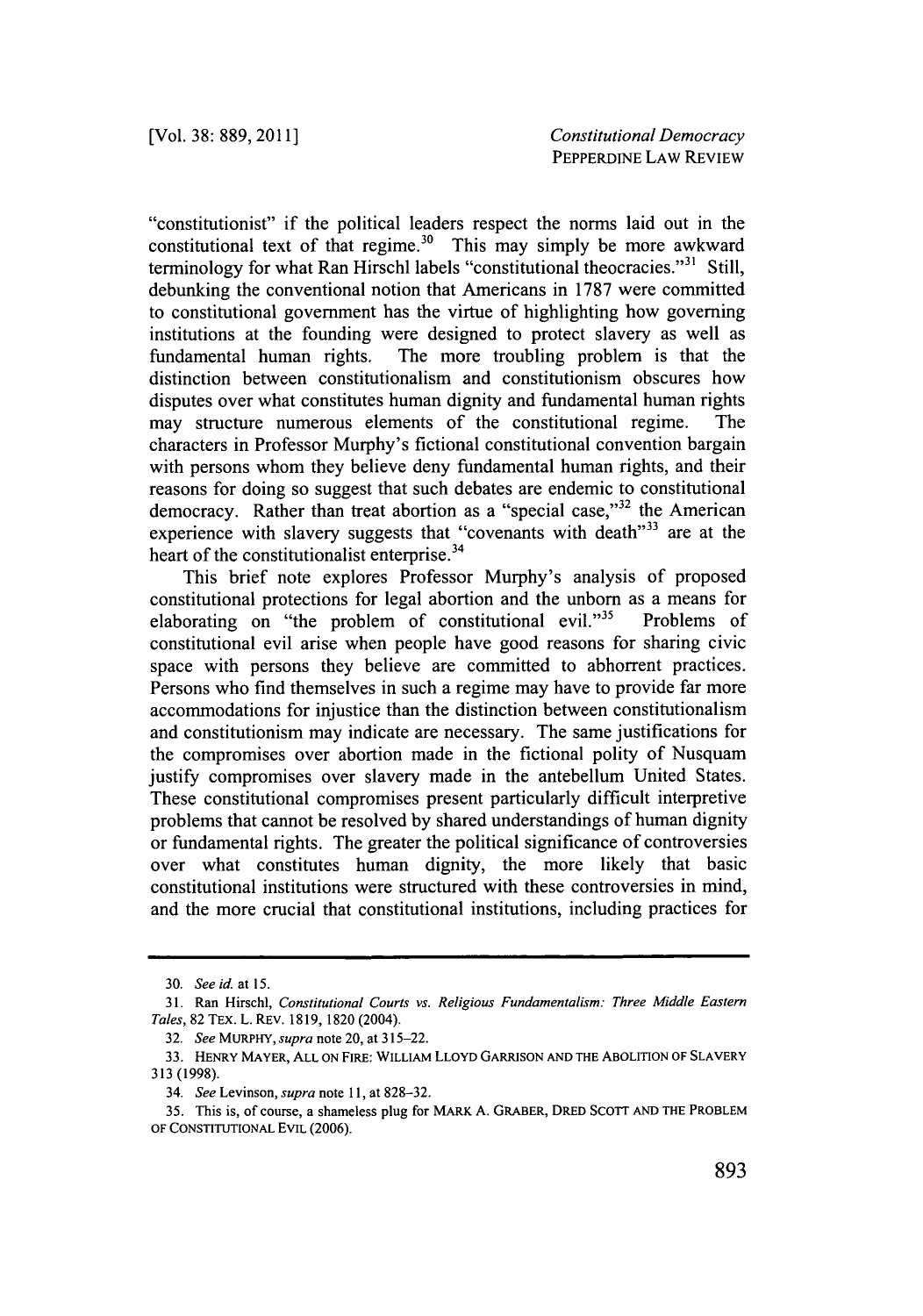"constitutionist" if the political leaders respect the norms laid out in the constitutional text of that regime.[30] This may simply be more awkward terminology for what Ran Hirschl labels "constitutional theocracies."[31] Still, debunking the conventional notion that Americans in 1787 were committed to constitutional government has the virtue of highlighting how governing institutions at the founding were designed to protect slavery as well as fundamental human rights. The more troubling problem is that the distinction between constitutionalism and constitutionism obscures how disputes over what constitutes human dignity and fundamental human rights may structure numerous elements of the constitutional regime. The characters in Professor Murphy's fictional constitutional convention bargain with persons whom they believe deny fundamental human rights, and their reasons for doing so suggest that such debates are endemic to constitutional democracy. Rather than treat abortion as a "special case,"[32] the American experience with slavery suggests that "covenants with death"[33] are at the heart of the constitutionalist enterprise.[34]

This brief note explores Professor Murphy's analysis of proposed constitutional protections for legal abortion and the unborn as a means for elaborating on "the problem of constitutional evil."[35] Problems of constitutional evil arise when people have good reasons for sharing civic space with persons they believe are committed to abhorrent practices. Persons who find themselves in such a regime may have to provide far more accommodations for injustice than the distinction between constitutionalism and constitutionism may indicate are necessary. The same justifications for the compromises over abortion made in the fictional polity of Nusquam justify compromises over slavery made in the antebellum United States. These constitutional compromises present particularly difficult interpretive problems that cannot be resolved by shared understandings of human dignity or fundamental rights. The greater the political significance of controversies over what constitutes human dignity, the more likely that basic constitutional institutions were structured with these controversies in mind, and the more crucial that constitutional institutions, including practices for

---

30. *See id.* at 15.

31. Ran Hirschl, *Constitutional Courts vs. Religious Fundamentalism: Three Middle Eastern Tales*, 82 TEX. L. REV. 1819, 1820 (2004).

32. *See* MURPHY, *supra* note 20, at 315–22.

33. HENRY MAYER, ALL ON FIRE: WILLIAM LLOYD GARRISON AND THE ABOLITION OF SLAVERY 313 (1998).

34. *See* Levinson, *supra* note 11, at 828–32.

35. This is, of course, a shameless plug for MARK A. GRABER, DRED SCOTT AND THE PROBLEM OF CONSTITUTIONAL EVIL (2006).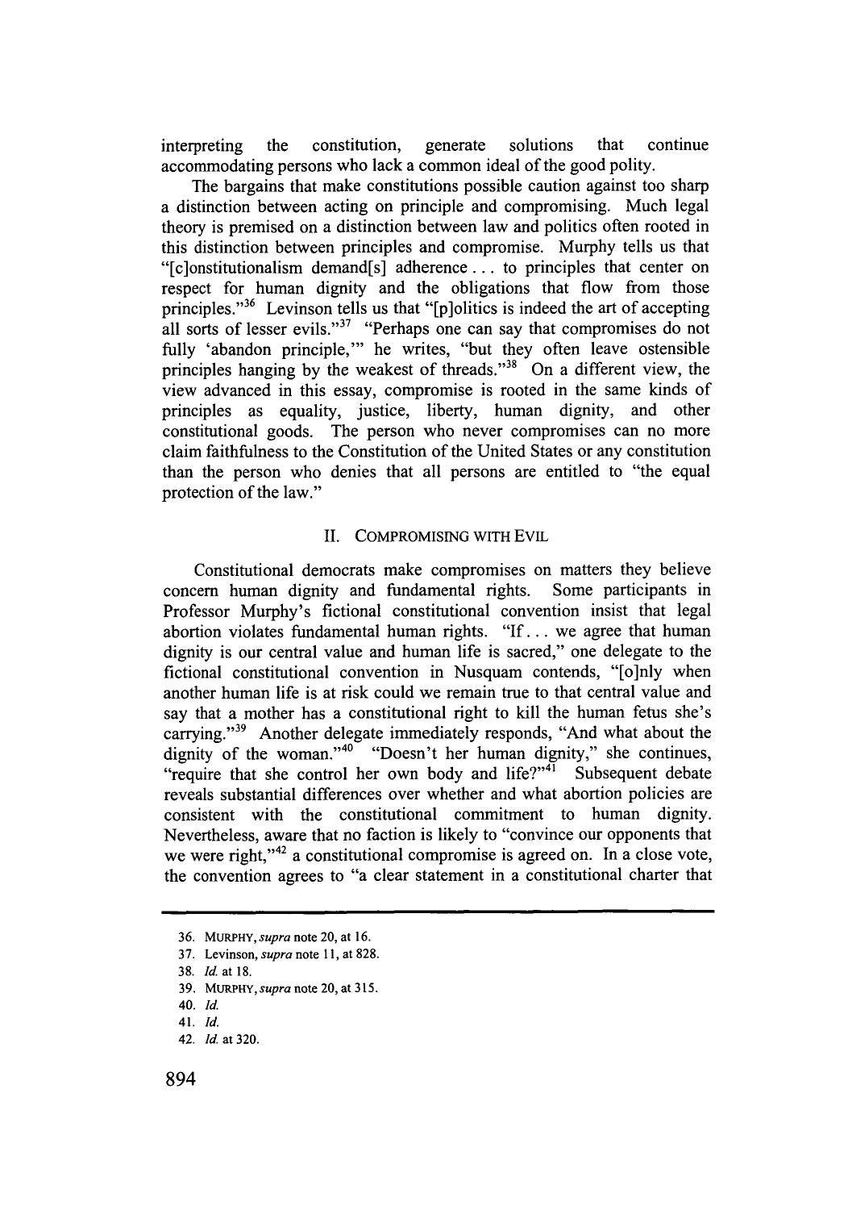interpreting the constitution, generate solutions that continue accommodating persons who lack a common ideal of the good polity.

The bargains that make constitutions possible caution against too sharp a distinction between acting on principle and compromising. Much legal theory is premised on a distinction between law and politics often rooted in this distinction between principles and compromise. Murphy tells us that "[c]onstitutionalism demand[s] adherence . . . to principles that center on respect for human dignity and the obligations that flow from those principles."[36] Levinson tells us that "[p]olitics is indeed the art of accepting all sorts of lesser evils."[37] "Perhaps one can say that compromises do not fully 'abandon principle,'" he writes, "but they often leave ostensible principles hanging by the weakest of threads."[38] On a different view, the view advanced in this essay, compromise is rooted in the same kinds of principles as equality, justice, liberty, human dignity, and other constitutional goods. The person who never compromises can no more claim faithfulness to the Constitution of the United States or any constitution than the person who denies that all persons are entitled to "the equal protection of the law."

## II. COMPROMISING WITH EVIL

Constitutional democrats make compromises on matters they believe concern human dignity and fundamental rights. Some participants in Professor Murphy's fictional constitutional convention insist that legal abortion violates fundamental human rights. "If . . . we agree that human dignity is our central value and human life is sacred," one delegate to the fictional constitutional convention in Nusquam contends, "[o]nly when another human life is at risk could we remain true to that central value and say that a mother has a constitutional right to kill the human fetus she's carrying."[39] Another delegate immediately responds, "And what about the dignity of the woman."[40] "Doesn't her human dignity," she continues, "require that she control her own body and life?"[41] Subsequent debate reveals substantial differences over whether and what abortion policies are consistent with the constitutional commitment to human dignity. Nevertheless, aware that no faction is likely to "convince our opponents that we were right,"[42] a constitutional compromise is agreed on. In a close vote, the convention agrees to "a clear statement in a constitutional charter that

---

36. MURPHY, *supra* note 20, at 16.

37. Levinson, *supra* note 11, at 828.

38. *Id.* at 18.

39. MURPHY, *supra* note 20, at 315.

40. *Id.*

41. *Id.*

42. *Id.* at 320.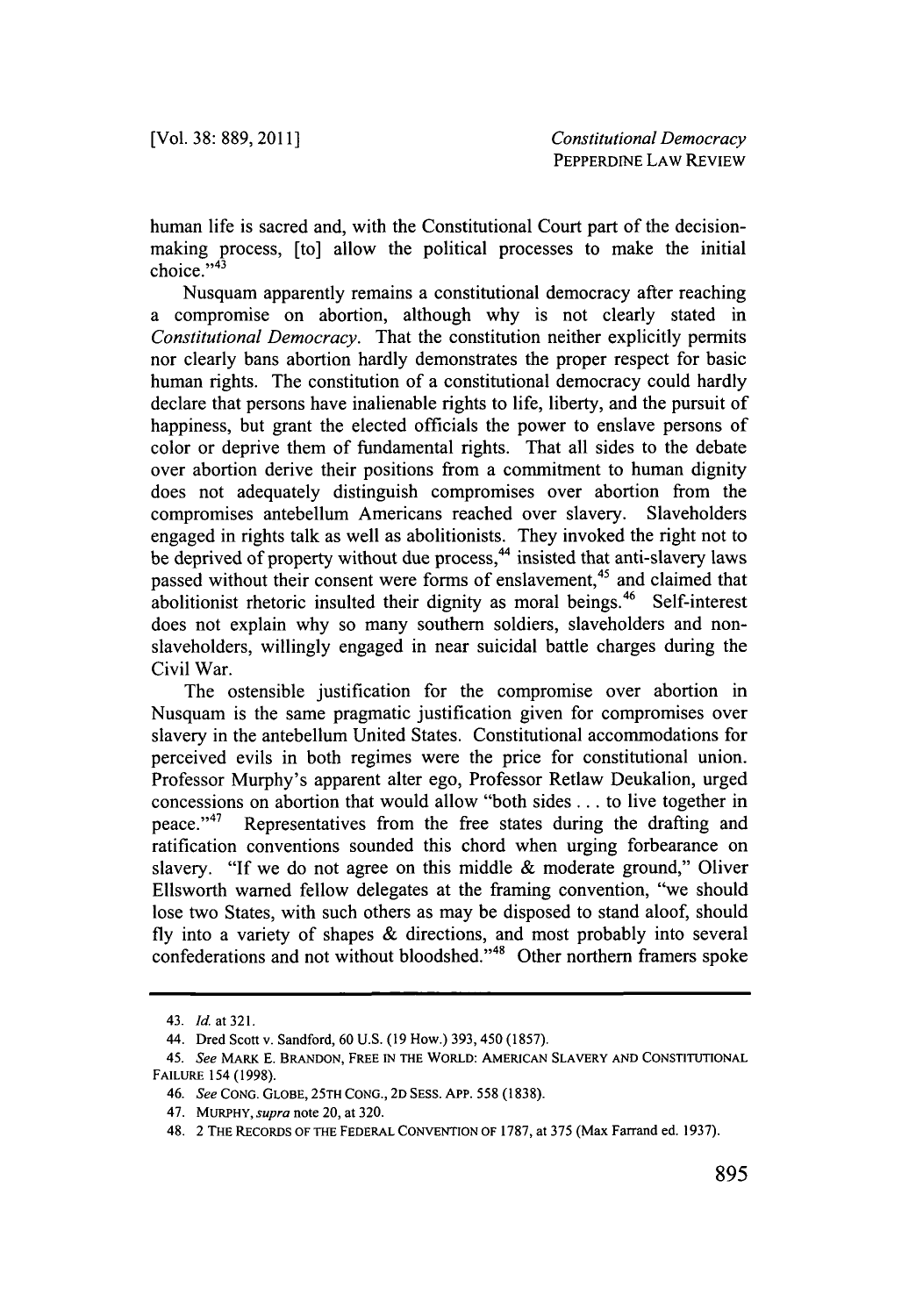human life is sacred and, with the Constitutional Court part of the decision-making process, [to] allow the political processes to make the initial choice."[43]

Nusquam apparently remains a constitutional democracy after reaching a compromise on abortion, although why is not clearly stated in *Constitutional Democracy*. That the constitution neither explicitly permits nor clearly bans abortion hardly demonstrates the proper respect for basic human rights. The constitution of a constitutional democracy could hardly declare that persons have inalienable rights to life, liberty, and the pursuit of happiness, but grant the elected officials the power to enslave persons of color or deprive them of fundamental rights. That all sides to the debate over abortion derive their positions from a commitment to human dignity does not adequately distinguish compromises over abortion from the compromises antebellum Americans reached over slavery. Slaveholders engaged in rights talk as well as abolitionists. They invoked the right not to be deprived of property without due process,[44] insisted that anti-slavery laws passed without their consent were forms of enslavement,[45] and claimed that abolitionist rhetoric insulted their dignity as moral beings.[46] Self-interest does not explain why so many southern soldiers, slaveholders and non-slaveholders, willingly engaged in near suicidal battle charges during the Civil War.

The ostensible justification for the compromise over abortion in Nusquam is the same pragmatic justification given for compromises over slavery in the antebellum United States. Constitutional accommodations for perceived evils in both regimes were the price for constitutional union. Professor Murphy's apparent alter ego, Professor Retlaw Deukalion, urged concessions on abortion that would allow "both sides . . . to live together in peace."[47] Representatives from the free states during the drafting and ratification conventions sounded this chord when urging forbearance on slavery. "If we do not agree on this middle & moderate ground," Oliver Ellsworth warned fellow delegates at the framing convention, "we should lose two States, with such others as may be disposed to stand aloof, should fly into a variety of shapes & directions, and most probably into several confederations and not without bloodshed."[48] Other northern framers spoke

---

43. *Id.* at 321.

44. Dred Scott v. Sandford, 60 U.S. (19 How.) 393, 450 (1857).

45. *See* MARK E. BRANDON, FREE IN THE WORLD: AMERICAN SLAVERY AND CONSTITUTIONAL FAILURE 154 (1998).

46. *See* CONG. GLOBE, 25TH CONG., 2D SESS. APP. 558 (1838).

47. MURPHY, *supra* note 20, at 320.

48. 2 THE RECORDS OF THE FEDERAL CONVENTION OF 1787, at 375 (Max Farrand ed. 1937).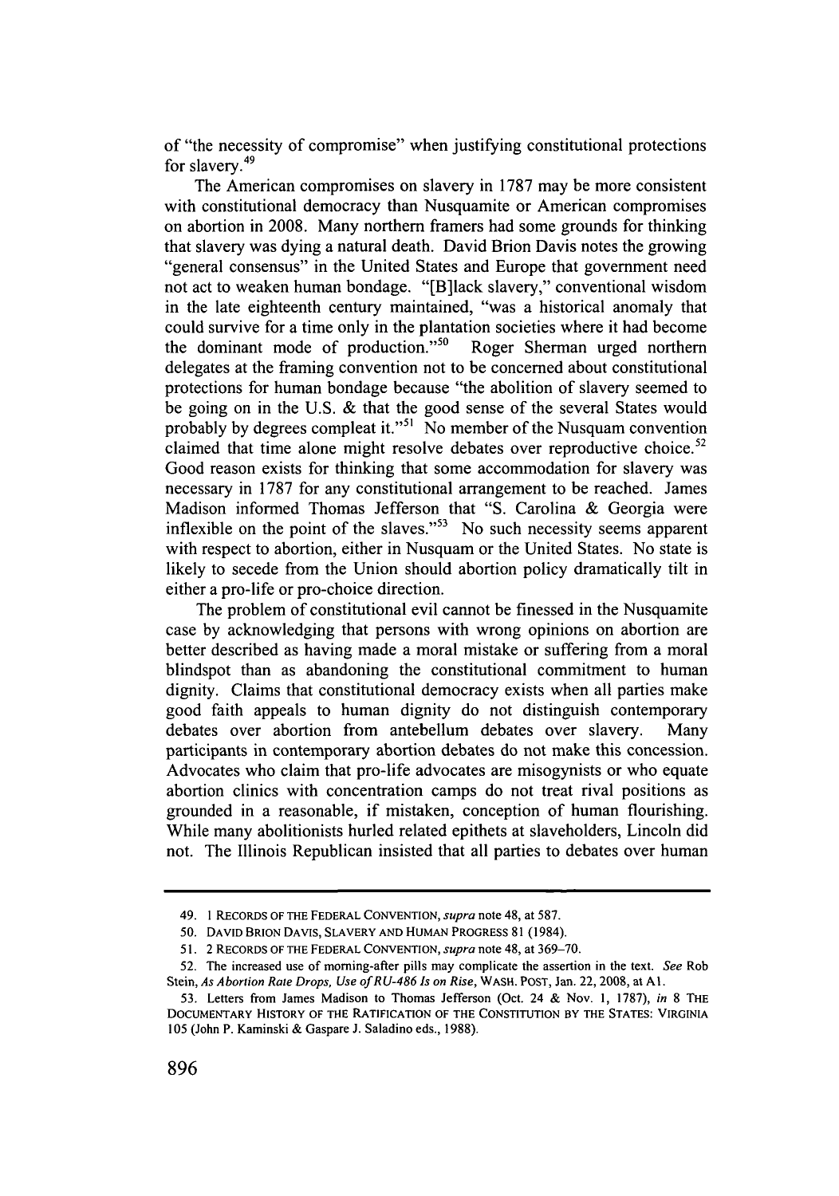of "the necessity of compromise" when justifying constitutional protections for slavery.[49]

The American compromises on slavery in 1787 may be more consistent with constitutional democracy than Nusquamite or American compromises on abortion in 2008. Many northern framers had some grounds for thinking that slavery was dying a natural death. David Brion Davis notes the growing "general consensus" in the United States and Europe that government need not act to weaken human bondage. "[B]lack slavery," conventional wisdom in the late eighteenth century maintained, "was a historical anomaly that could survive for a time only in the plantation societies where it had become the dominant mode of production."[50] Roger Sherman urged northern delegates at the framing convention not to be concerned about constitutional protections for human bondage because "the abolition of slavery seemed to be going on in the U.S. & that the good sense of the several States would probably by degrees compleat it."[51] No member of the Nusquam convention claimed that time alone might resolve debates over reproductive choice.[52] Good reason exists for thinking that some accommodation for slavery was necessary in 1787 for any constitutional arrangement to be reached. James Madison informed Thomas Jefferson that "S. Carolina & Georgia were inflexible on the point of the slaves."[53] No such necessity seems apparent with respect to abortion, either in Nusquam or the United States. No state is likely to secede from the Union should abortion policy dramatically tilt in either a pro-life or pro-choice direction.

The problem of constitutional evil cannot be finessed in the Nusquamite case by acknowledging that persons with wrong opinions on abortion are better described as having made a moral mistake or suffering from a moral blindspot than as abandoning the constitutional commitment to human dignity. Claims that constitutional democracy exists when all parties make good faith appeals to human dignity do not distinguish contemporary debates over abortion from antebellum debates over slavery. Many participants in contemporary abortion debates do not make this concession. Advocates who claim that pro-life advocates are misogynists or who equate abortion clinics with concentration camps do not treat rival positions as grounded in a reasonable, if mistaken, conception of human flourishing. While many abolitionists hurled related epithets at slaveholders, Lincoln did not. The Illinois Republican insisted that all parties to debates over human

---

49. 1 RECORDS OF THE FEDERAL CONVENTION, *supra* note 48, at 587.

50. DAVID BRION DAVIS, SLAVERY AND HUMAN PROGRESS 81 (1984).

51. 2 RECORDS OF THE FEDERAL CONVENTION, *supra* note 48, at 369–70.

52. The increased use of morning-after pills may complicate the assertion in the text. *See* Rob Stein, *As Abortion Rate Drops, Use of RU-486 Is on Rise*, WASH. POST, Jan. 22, 2008, at A1.

53. Letters from James Madison to Thomas Jefferson (Oct. 24 & Nov. 1, 1787), *in* 8 THE DOCUMENTARY HISTORY OF THE RATIFICATION OF THE CONSTITUTION BY THE STATES: VIRGINIA 105 (John P. Kaminski & Gaspare J. Saladino eds., 1988).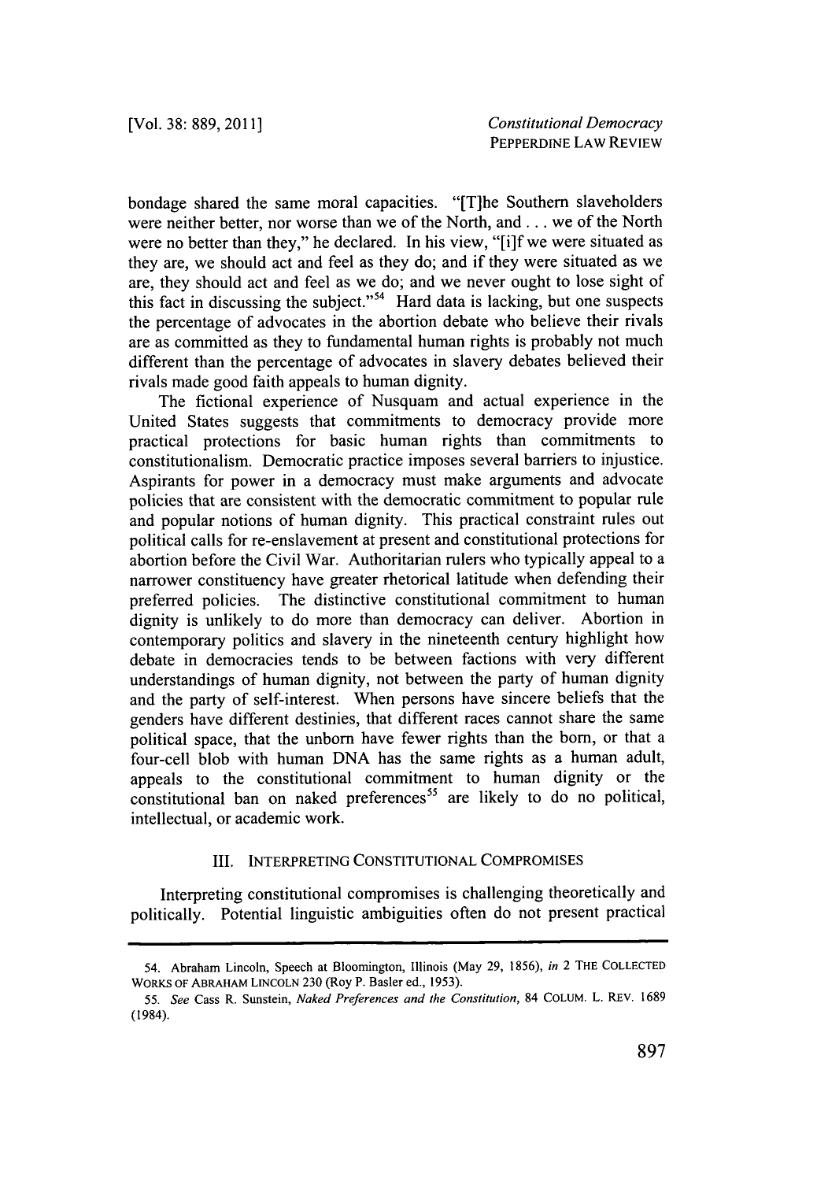bondage shared the same moral capacities. "[T]he Southern slaveholders were neither better, nor worse than we of the North, and . . . we of the North were no better than they," he declared. In his view, "[i]f we were situated as they are, we should act and feel as they do; and if they were situated as we are, they should act and feel as we do; and we never ought to lose sight of this fact in discussing the subject."[54] Hard data is lacking, but one suspects the percentage of advocates in the abortion debate who believe their rivals are as committed as they to fundamental human rights is probably not much different than the percentage of advocates in slavery debates believed their rivals made good faith appeals to human dignity.

The fictional experience of Nusquam and actual experience in the United States suggests that commitments to democracy provide more practical protections for basic human rights than commitments to constitutionalism. Democratic practice imposes several barriers to injustice. Aspirants for power in a democracy must make arguments and advocate policies that are consistent with the democratic commitment to popular rule and popular notions of human dignity. This practical constraint rules out political calls for re-enslavement at present and constitutional protections for abortion before the Civil War. Authoritarian rulers who typically appeal to a narrower constituency have greater rhetorical latitude when defending their preferred policies. The distinctive constitutional commitment to human dignity is unlikely to do more than democracy can deliver. Abortion in contemporary politics and slavery in the nineteenth century highlight how debate in democracies tends to be between factions with very different understandings of human dignity, not between the party of human dignity and the party of self-interest. When persons have sincere beliefs that the genders have different destinies, that different races cannot share the same political space, that the unborn have fewer rights than the born, or that a four-cell blob with human DNA has the same rights as a human adult, appeals to the constitutional commitment to human dignity or the constitutional ban on naked preferences[55] are likely to do no political, intellectual, or academic work.

## III. INTERPRETING CONSTITUTIONAL COMPROMISES

Interpreting constitutional compromises is challenging theoretically and politically. Potential linguistic ambiguities often do not present practical

---

54. Abraham Lincoln, Speech at Bloomington, Illinois (May 29, 1856), *in* 2 THE COLLECTED WORKS OF ABRAHAM LINCOLN 230 (Roy P. Basler ed., 1953).

55. *See* Cass R. Sunstein, *Naked Preferences and the Constitution*, 84 COLUM. L. REV. 1689 (1984).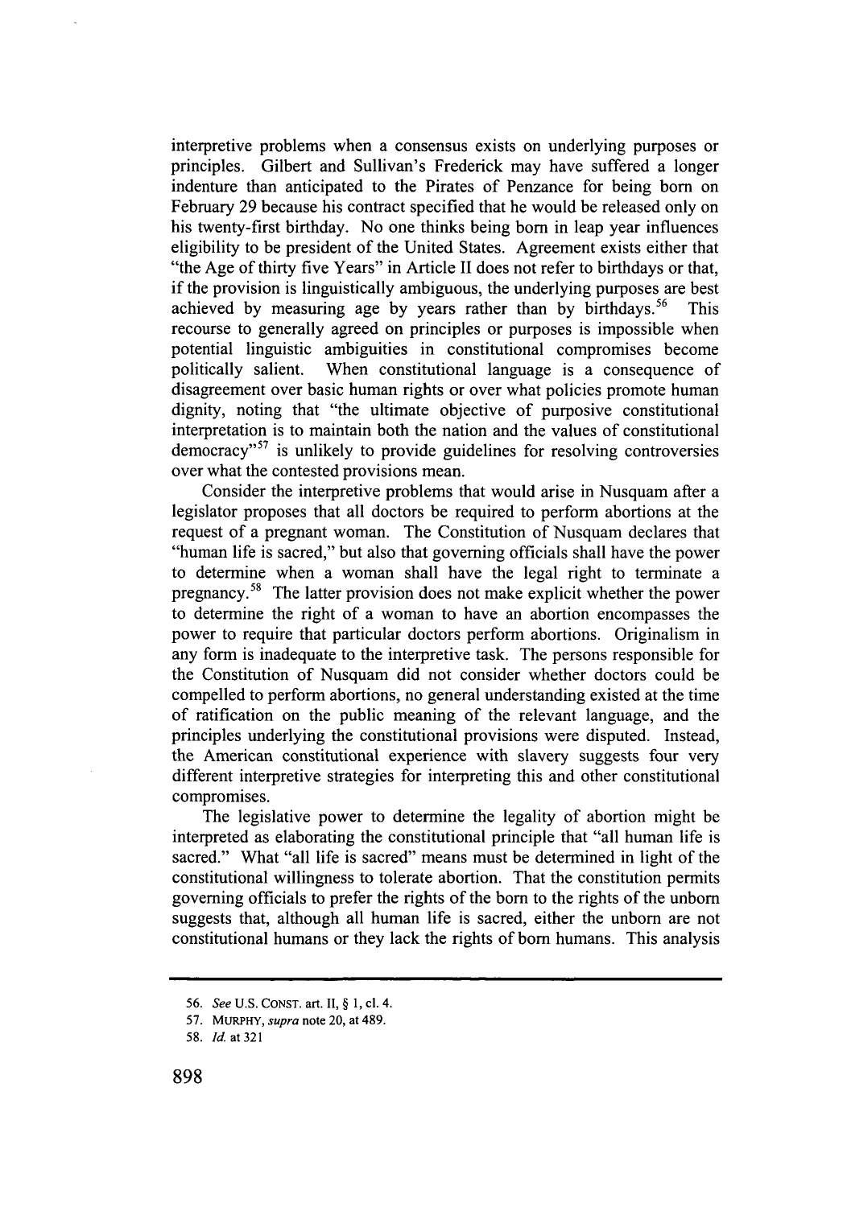interpretive problems when a consensus exists on underlying purposes or principles. Gilbert and Sullivan's Frederick may have suffered a longer indenture than anticipated to the Pirates of Penzance for being born on February 29 because his contract specified that he would be released only on his twenty-first birthday. No one thinks being born in leap year influences eligibility to be president of the United States. Agreement exists either that "the Age of thirty five Years" in Article II does not refer to birthdays or that, if the provision is linguistically ambiguous, the underlying purposes are best achieved by measuring age by years rather than by birthdays.[56] This recourse to generally agreed on principles or purposes is impossible when potential linguistic ambiguities in constitutional compromises become politically salient. When constitutional language is a consequence of disagreement over basic human rights or over what policies promote human dignity, noting that "the ultimate objective of purposive constitutional interpretation is to maintain both the nation and the values of constitutional democracy"[57] is unlikely to provide guidelines for resolving controversies over what the contested provisions mean.

Consider the interpretive problems that would arise in Nusquam after a legislator proposes that all doctors be required to perform abortions at the request of a pregnant woman. The Constitution of Nusquam declares that "human life is sacred," but also that governing officials shall have the power to determine when a woman shall have the legal right to terminate a pregnancy.[58] The latter provision does not make explicit whether the power to determine the right of a woman to have an abortion encompasses the power to require that particular doctors perform abortions. Originalism in any form is inadequate to the interpretive task. The persons responsible for the Constitution of Nusquam did not consider whether doctors could be compelled to perform abortions, no general understanding existed at the time of ratification on the public meaning of the relevant language, and the principles underlying the constitutional provisions were disputed. Instead, the American constitutional experience with slavery suggests four very different interpretive strategies for interpreting this and other constitutional compromises.

The legislative power to determine the legality of abortion might be interpreted as elaborating the constitutional principle that "all human life is sacred." What "all life is sacred" means must be determined in light of the constitutional willingness to tolerate abortion. That the constitution permits governing officials to prefer the rights of the born to the rights of the unborn suggests that, although all human life is sacred, either the unborn are not constitutional humans or they lack the rights of born humans. This analysis

---

56. *See* U.S. CONST. art. II, § 1, cl. 4.

57. MURPHY, *supra* note 20, at 489.

58. *Id.* at 321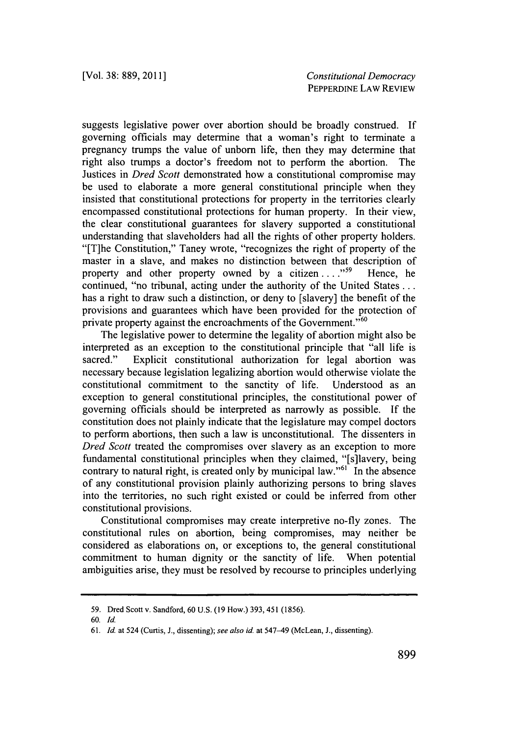suggests legislative power over abortion should be broadly construed. If governing officials may determine that a woman's right to terminate a pregnancy trumps the value of unborn life, then they may determine that right also trumps a doctor's freedom not to perform the abortion. The Justices in *Dred Scott* demonstrated how a constitutional compromise may be used to elaborate a more general constitutional principle when they insisted that constitutional protections for property in the territories clearly encompassed constitutional protections for human property. In their view, the clear constitutional guarantees for slavery supported a constitutional understanding that slaveholders had all the rights of other property holders. "[T]he Constitution," Taney wrote, "recognizes the right of property of the master in a slave, and makes no distinction between that description of property and other property owned by a citizen . . . ."[59] Hence, he continued, "no tribunal, acting under the authority of the United States . . . has a right to draw such a distinction, or deny to [slavery] the benefit of the provisions and guarantees which have been provided for the protection of private property against the encroachments of the Government."[60]

The legislative power to determine the legality of abortion might also be interpreted as an exception to the constitutional principle that "all life is sacred." Explicit constitutional authorization for legal abortion was necessary because legislation legalizing abortion would otherwise violate the constitutional commitment to the sanctity of life. Understood as an exception to general constitutional principles, the constitutional power of governing officials should be interpreted as narrowly as possible. If the constitution does not plainly indicate that the legislature may compel doctors to perform abortions, then such a law is unconstitutional. The dissenters in *Dred Scott* treated the compromises over slavery as an exception to more fundamental constitutional principles when they claimed, "[s]lavery, being contrary to natural right, is created only by municipal law."[61] In the absence of any constitutional provision plainly authorizing persons to bring slaves into the territories, no such right existed or could be inferred from other constitutional provisions.

Constitutional compromises may create interpretive no-fly zones. The constitutional rules on abortion, being compromises, may neither be considered as elaborations on, or exceptions to, the general constitutional commitment to human dignity or the sanctity of life. When potential ambiguities arise, they must be resolved by recourse to principles underlying

---

59. Dred Scott v. Sandford, 60 U.S. (19 How.) 393, 451 (1856).

60. *Id.*

61. *Id.* at 524 (Curtis, J., dissenting); *see also id.* at 547–49 (McLean, J., dissenting).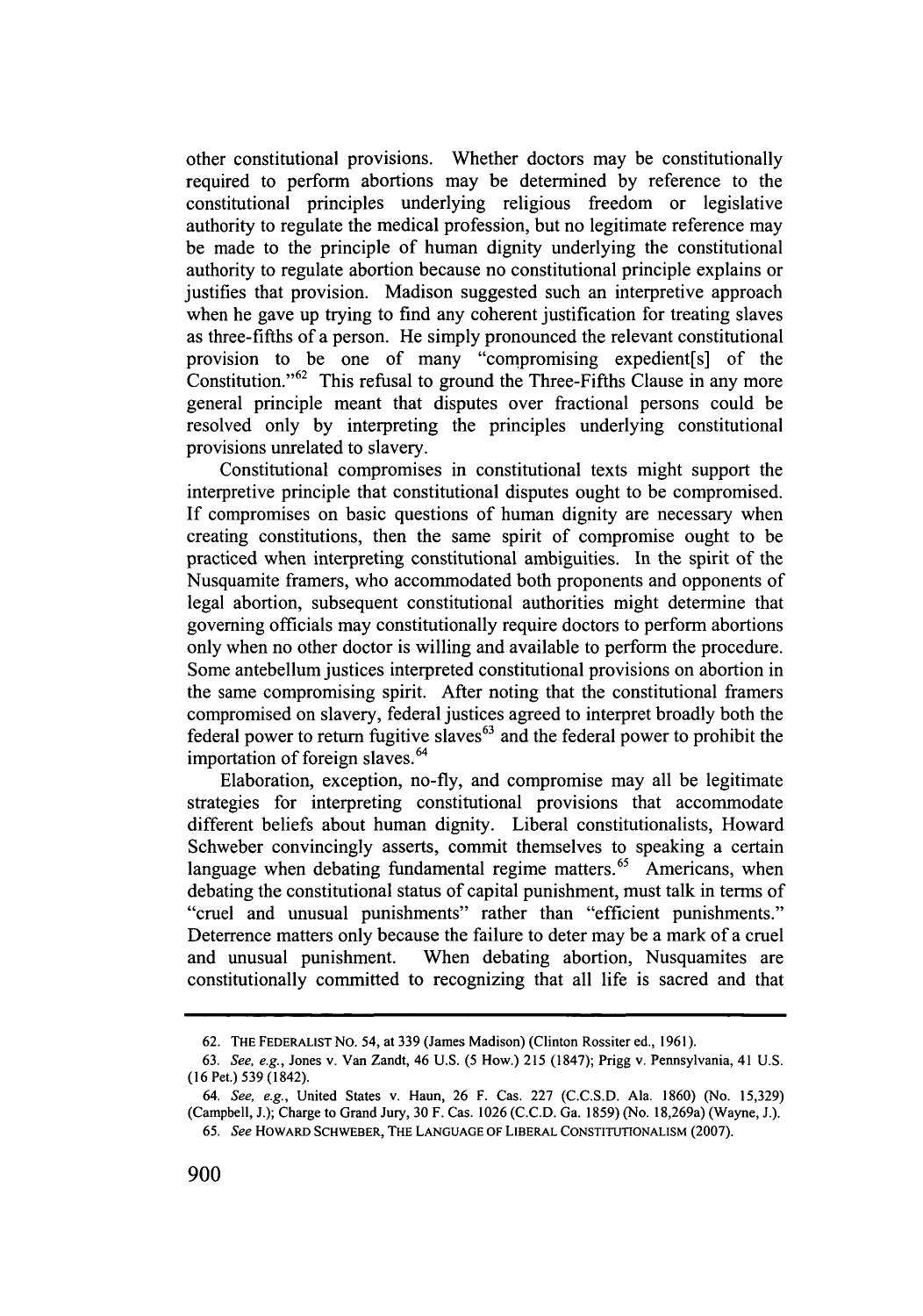other constitutional provisions. Whether doctors may be constitutionally required to perform abortions may be determined by reference to the constitutional principles underlying religious freedom or legislative authority to regulate the medical profession, but no legitimate reference may be made to the principle of human dignity underlying the constitutional authority to regulate abortion because no constitutional principle explains or justifies that provision. Madison suggested such an interpretive approach when he gave up trying to find any coherent justification for treating slaves as three-fifths of a person. He simply pronounced the relevant constitutional provision to be one of many "compromising expedient[s] of the Constitution."[62] This refusal to ground the Three-Fifths Clause in any more general principle meant that disputes over fractional persons could be resolved only by interpreting the principles underlying constitutional provisions unrelated to slavery.

Constitutional compromises in constitutional texts might support the interpretive principle that constitutional disputes ought to be compromised. If compromises on basic questions of human dignity are necessary when creating constitutions, then the same spirit of compromise ought to be practiced when interpreting constitutional ambiguities. In the spirit of the Nusquamite framers, who accommodated both proponents and opponents of legal abortion, subsequent constitutional authorities might determine that governing officials may constitutionally require doctors to perform abortions only when no other doctor is willing and available to perform the procedure. Some antebellum justices interpreted constitutional provisions on abortion in the same compromising spirit. After noting that the constitutional framers compromised on slavery, federal justices agreed to interpret broadly both the federal power to return fugitive slaves[63] and the federal power to prohibit the importation of foreign slaves.[64]

Elaboration, exception, no-fly, and compromise may all be legitimate strategies for interpreting constitutional provisions that accommodate different beliefs about human dignity. Liberal constitutionalists, Howard Schweber convincingly asserts, commit themselves to speaking a certain language when debating fundamental regime matters.[65] Americans, when debating the constitutional status of capital punishment, must talk in terms of "cruel and unusual punishments" rather than "efficient punishments." Deterrence matters only because the failure to deter may be a mark of a cruel and unusual punishment. When debating abortion, Nusquamites are constitutionally committed to recognizing that all life is sacred and that

---

62. THE FEDERALIST NO. 54, at 339 (James Madison) (Clinton Rossiter ed., 1961).

63. *See, e.g.*, Jones v. Van Zandt, 46 U.S. (5 How.) 215 (1847); Prigg v. Pennsylvania, 41 U.S. (16 Pet.) 539 (1842).

64. *See, e.g.*, United States v. Haun, 26 F. Cas. 227 (C.C.S.D. Ala. 1860) (No. 15,329) (Campbell, J.); Charge to Grand Jury, 30 F. Cas. 1026 (C.C.D. Ga. 1859) (No. 18,269a) (Wayne, J.).

65. *See* HOWARD SCHWEBER, THE LANGUAGE OF LIBERAL CONSTITUTIONALISM (2007).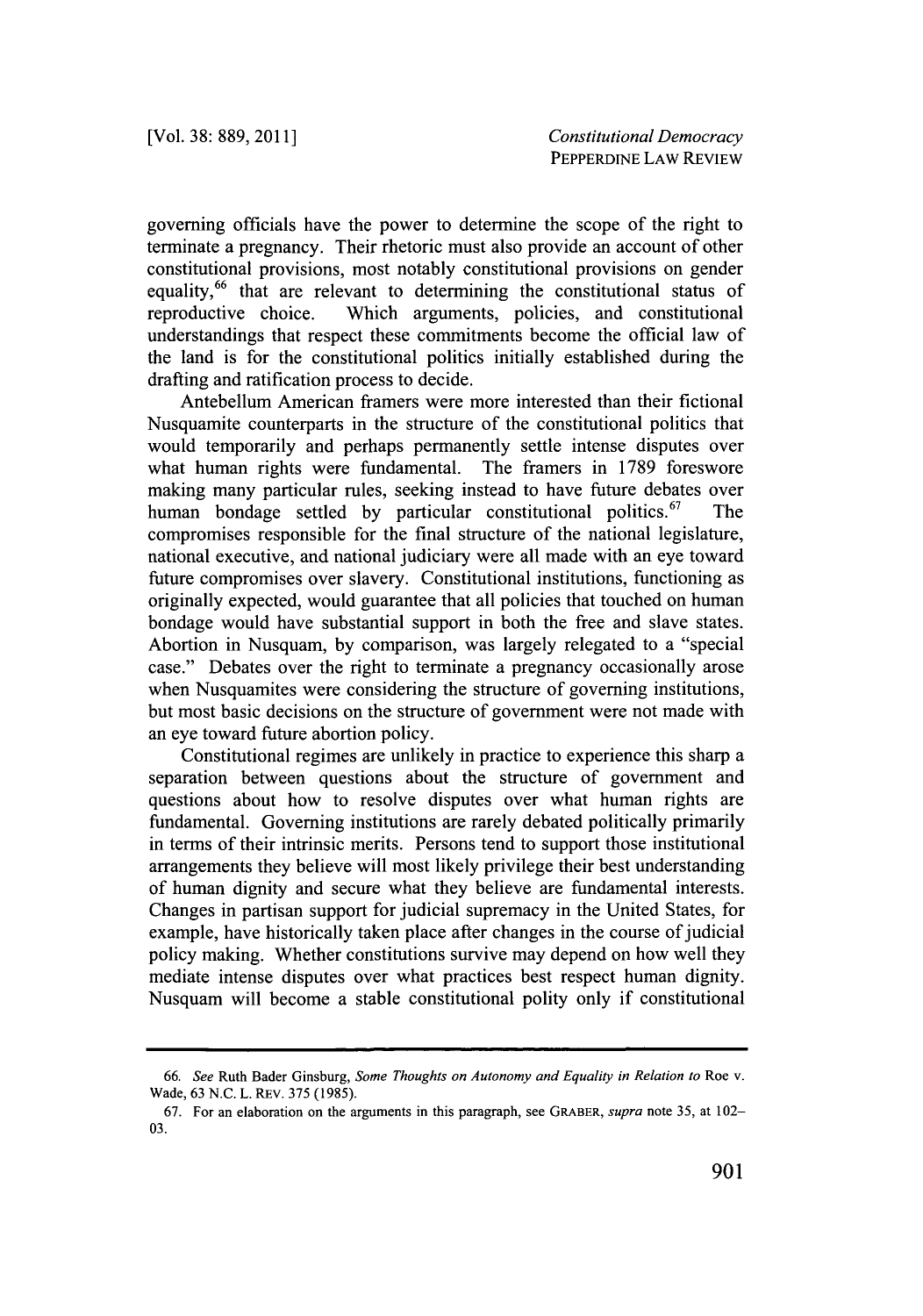governing officials have the power to determine the scope of the right to terminate a pregnancy. Their rhetoric must also provide an account of other constitutional provisions, most notably constitutional provisions on gender equality,[66] that are relevant to determining the constitutional status of reproductive choice. Which arguments, policies, and constitutional understandings that respect these commitments become the official law of the land is for the constitutional politics initially established during the drafting and ratification process to decide.

Antebellum American framers were more interested than their fictional Nusquamite counterparts in the structure of the constitutional politics that would temporarily and perhaps permanently settle intense disputes over what human rights were fundamental. The framers in 1789 foreswore making many particular rules, seeking instead to have future debates over human bondage settled by particular constitutional politics.[67] The compromises responsible for the final structure of the national legislature, national executive, and national judiciary were all made with an eye toward future compromises over slavery. Constitutional institutions, functioning as originally expected, would guarantee that all policies that touched on human bondage would have substantial support in both the free and slave states. Abortion in Nusquam, by comparison, was largely relegated to a "special case." Debates over the right to terminate a pregnancy occasionally arose when Nusquamites were considering the structure of governing institutions, but most basic decisions on the structure of government were not made with an eye toward future abortion policy.

Constitutional regimes are unlikely in practice to experience this sharp a separation between questions about the structure of government and questions about how to resolve disputes over what human rights are fundamental. Governing institutions are rarely debated politically primarily in terms of their intrinsic merits. Persons tend to support those institutional arrangements they believe will most likely privilege their best understanding of human dignity and secure what they believe are fundamental interests. Changes in partisan support for judicial supremacy in the United States, for example, have historically taken place after changes in the course of judicial policy making. Whether constitutions survive may depend on how well they mediate intense disputes over what practices best respect human dignity. Nusquam will become a stable constitutional polity only if constitutional

---

66. *See* Ruth Bader Ginsburg, *Some Thoughts on Autonomy and Equality in Relation to* Roe v. Wade, 63 N.C. L. REV. 375 (1985).

67. For an elaboration on the arguments in this paragraph, see GRABER, *supra* note 35, at 102–03.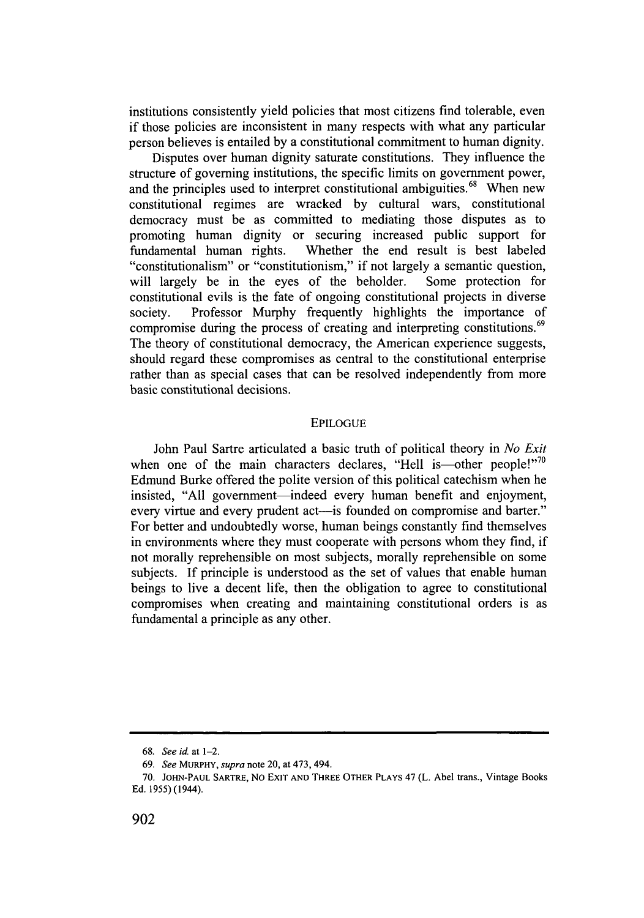institutions consistently yield policies that most citizens find tolerable, even if those policies are inconsistent in many respects with what any particular person believes is entailed by a constitutional commitment to human dignity.

Disputes over human dignity saturate constitutions. They influence the structure of governing institutions, the specific limits on government power, and the principles used to interpret constitutional ambiguities.[68] When new constitutional regimes are wracked by cultural wars, constitutional democracy must be as committed to mediating those disputes as to promoting human dignity or securing increased public support for fundamental human rights. Whether the end result is best labeled "constitutionalism" or "constitutionism," if not largely a semantic question, will largely be in the eyes of the beholder. Some protection for constitutional evils is the fate of ongoing constitutional projects in diverse society. Professor Murphy frequently highlights the importance of compromise during the process of creating and interpreting constitutions.[69] The theory of constitutional democracy, the American experience suggests, should regard these compromises as central to the constitutional enterprise rather than as special cases that can be resolved independently from more basic constitutional decisions.

## EPILOGUE

John Paul Sartre articulated a basic truth of political theory in *No Exit* when one of the main characters declares, "Hell is—other people!"[70] Edmund Burke offered the polite version of this political catechism when he insisted, "All government—indeed every human benefit and enjoyment, every virtue and every prudent act—is founded on compromise and barter." For better and undoubtedly worse, human beings constantly find themselves in environments where they must cooperate with persons whom they find, if not morally reprehensible on most subjects, morally reprehensible on some subjects. If principle is understood as the set of values that enable human beings to live a decent life, then the obligation to agree to constitutional compromises when creating and maintaining constitutional orders is as fundamental a principle as any other.

---

68. *See id.* at 1–2.

69. *See* MURPHY, *supra* note 20, at 473, 494.

70. JOHN-PAUL SARTRE, NO EXIT AND THREE OTHER PLAYS 47 (L. Abel trans., Vintage Books Ed. 1955) (1944).